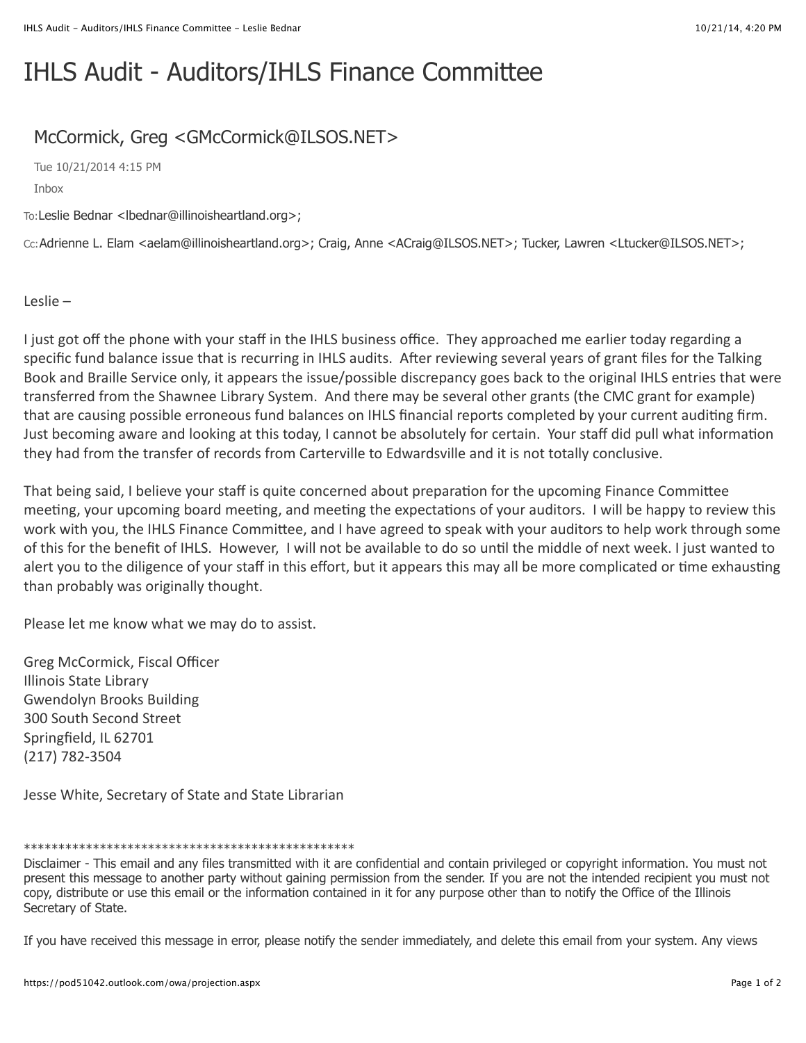# IHLS Audit - Auditors/IHLS Finance Committee

McCormick, Greg <GMcCormick@ILSOS.NET>

Tue 10/21/2014 4:15 PM

Inbox

To: Leslie Bednar <lbednar@illinoisheartland.org>;

Cc: Adrienne L. Elam <aelam@illinoisheartland.org>; Craig, Anne <ACraig@ILSOS.NET>; Tucker, Lawren <Ltucker@ILSOS.NET>;

Leslie –

I just got off the phone with your staff in the IHLS business office. They approached me earlier today regarding a specific fund balance issue that is recurring in IHLS audits. After reviewing several years of grant files for the Talking Book and Braille Service only, it appears the issue/possible discrepancy goes back to the original IHLS entries that were transferred from the Shawnee Library System. And there may be several other grants (the CMC grant for example) that are causing possible erroneous fund balances on IHLS financial reports completed by your current auditing firm. Just becoming aware and looking at this today, I cannot be absolutely for certain. Your staff did pull what information they had from the transfer of records from Carterville to Edwardsville and it is not totally conclusive.

That being said, I believe your staff is quite concerned about preparation for the upcoming Finance Committee meeting, your upcoming board meeting, and meeting the expectations of your auditors. I will be happy to review this work with you, the IHLS Finance Committee, and I have agreed to speak with your auditors to help work through some of this for the benefit of IHLS. However, I will not be available to do so until the middle of next week. I just wanted to alert you to the diligence of your staff in this effort, but it appears this may all be more complicated or time exhausting than probably was originally thought.

Please let me know what we may do to assist.

Greg McCormick, Fiscal Officer
Illinois State Library
Gwendolyn Brooks Building
300 South Second Street
Springfield, IL 62701
(217) 782-3504

Jesse White, Secretary of State and State Librarian

*************************************************

Disclaimer - This email and any files transmitted with it are confidential and contain privileged or copyright information. You must not present this message to another party without gaining permission from the sender. If you are not the intended recipient you must not copy, distribute or use this email or the information contained in it for any purpose other than to notify the Office of the Illinois Secretary of State.

If you have received this message in error, please notify the sender immediately, and delete this email from your system. Any views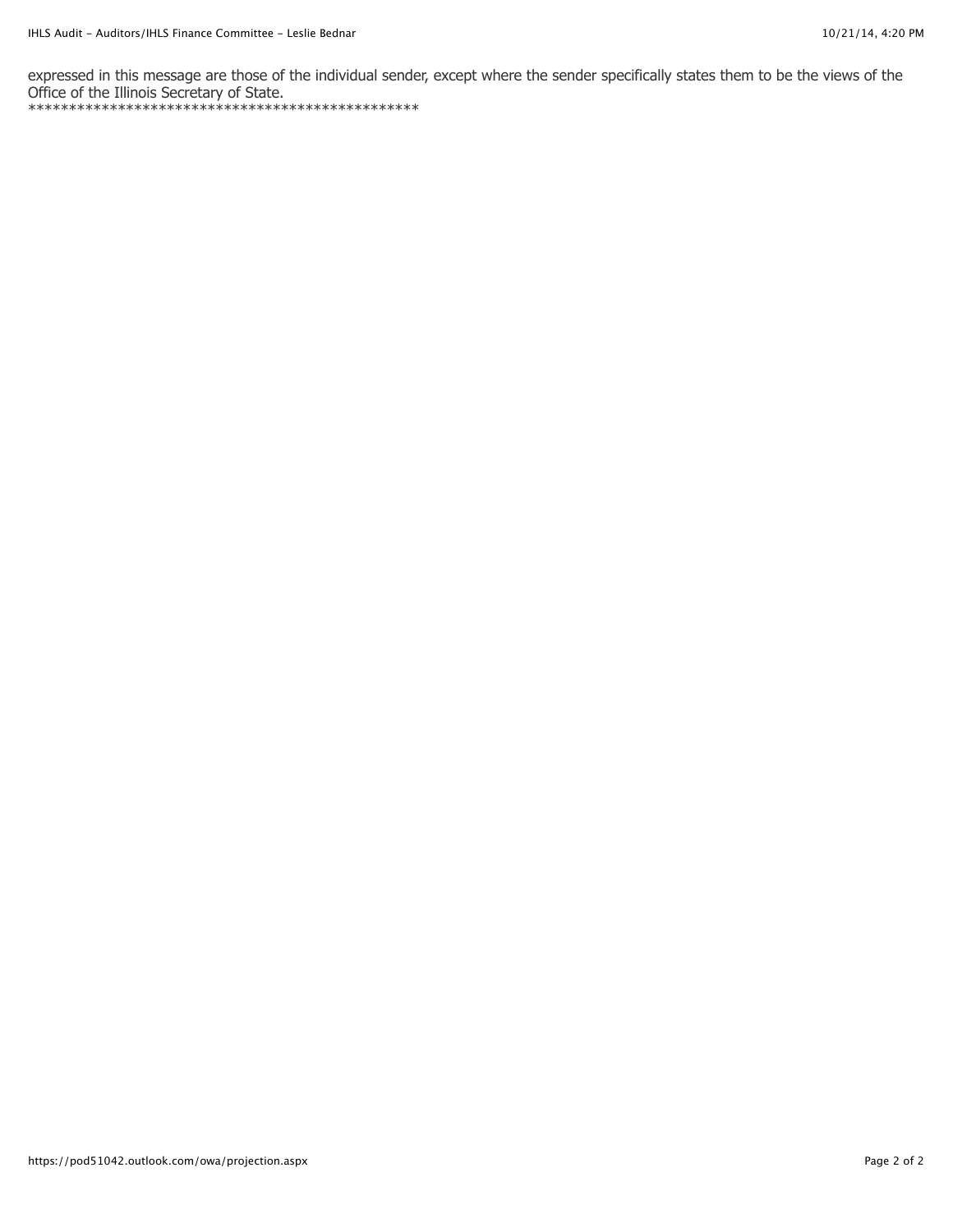expressed in this message are those of the individual sender, except where the sender specifically states them to be the views of the Office of the Illinois Secretary of State.
************************************************